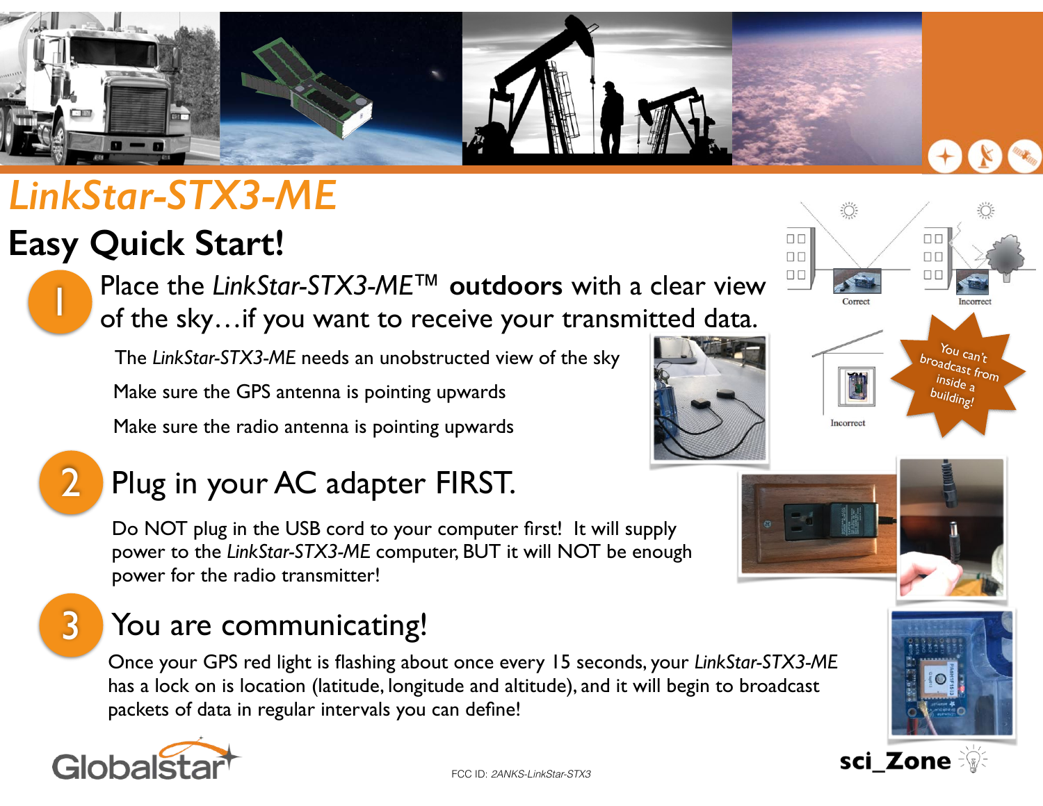# *LinkStar-STX3-ME*

## Easy Quick Start!

### 1 Place the *LinkStar-STX3-ME*™ **outdoors** with a clear view of the sky…if you want to receive your transmitted data.

The *LinkStar-STX3-ME* needs an unobstructed view of the sky

Make sure the GPS antenna is pointing upwards

Make sure the radio antenna is pointing upwards

Correct

Incorrect

Incorrect

You can't broadcast from inside a building!

### 2 Plug in your AC adapter FIRST.

Do NOT plug in the USB cord to your computer first! It will supply power to the *LinkStar-STX3-ME* computer, BUT it will NOT be enough power for the radio transmitter!

### 3 You are communicating!

Once your GPS red light is flashing about once every 15 seconds, your *LinkStar-STX3-ME* has a lock on is location (latitude, longitude and altitude), and it will begin to broadcast packets of data in regular intervals you can define!

Globalstar

FCC ID: *2ANKS-LinkStar-STX3*

sci_Zone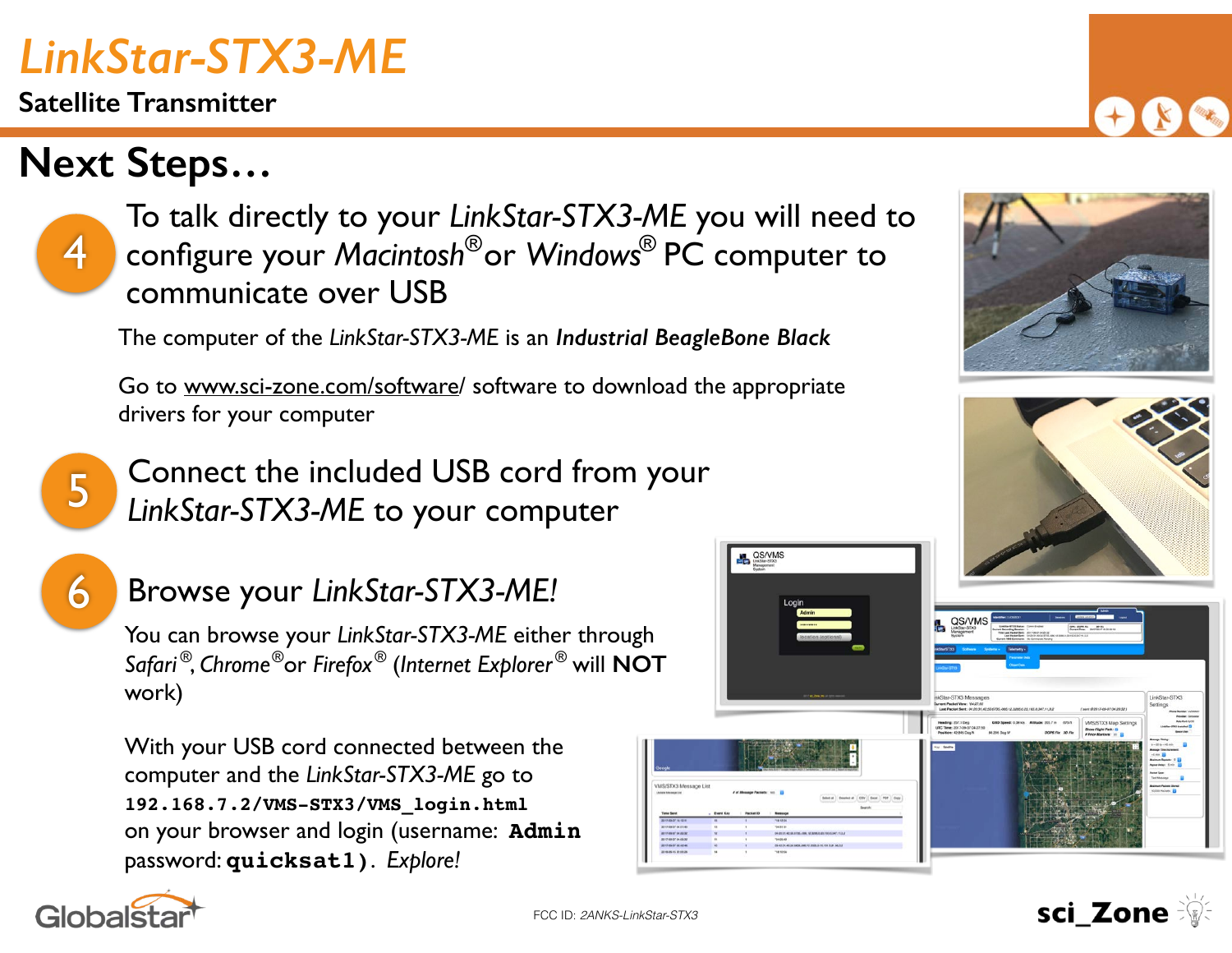# LinkStar-STX3-ME

**Satellite Transmitter**

## Next Steps…

**4** To talk directly to your *LinkStar-STX3-ME* you will need to configure your *Macintosh*® or *Windows*® PC computer to communicate over USB

The computer of the *LinkStar-STX3-ME* is an ***Industrial BeagleBone Black***

Go to www.sci-zone.com/software/ software to download the appropriate drivers for your computer

**5** Connect the included USB cord from your *LinkStar-STX3-ME* to your computer

**6** Browse your *LinkStar-STX3-ME!*

You can browse your *LinkStar-STX3-ME* either through *Safari*®, *Chrome*® or *Firefox*® (*Internet Explorer*® will **NOT** work)

With your USB cord connected between the computer and the *LinkStar-STX3-ME* go to
`192.168.7.2/VMS-STX3/VMS_login.html`
on your browser and login (username: **`Admin`** password: **`quicksat1`**). *Explore!*

FCC ID: *2ANKS-LinkStar-STX3*